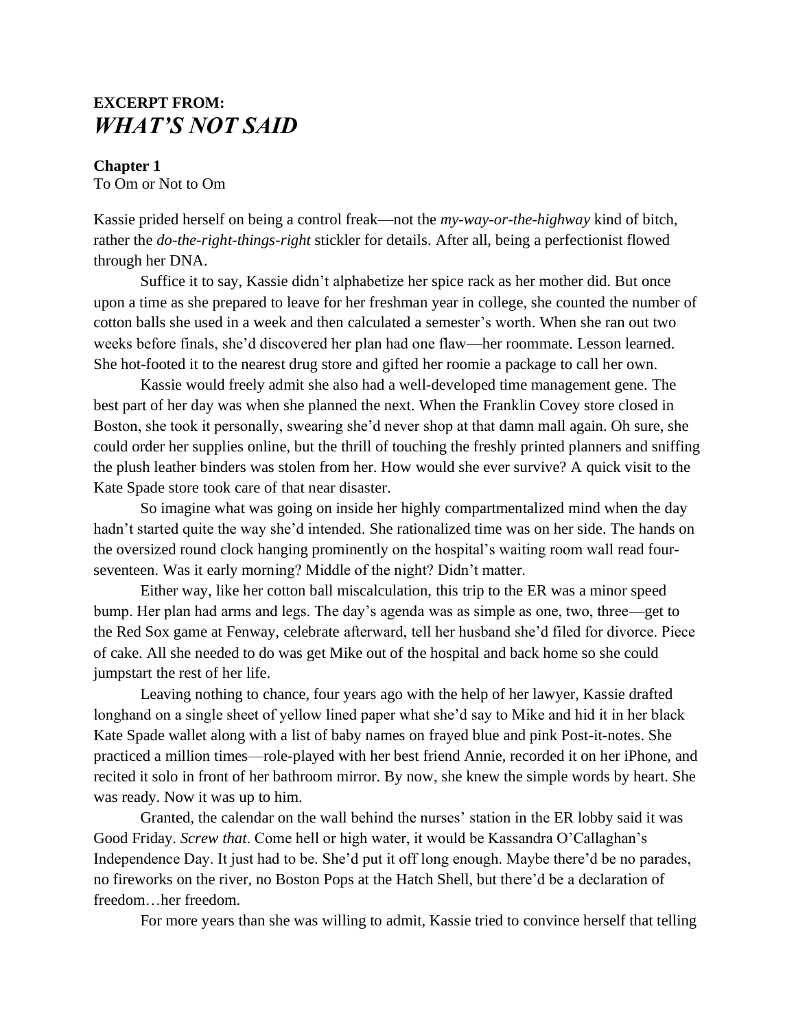## EXCERPT FROM:
## *WHAT'S NOT SAID*

**Chapter 1**
To Om or Not to Om

Kassie prided herself on being a control freak—not the *my-way-or-the-highway* kind of bitch, rather the *do-the-right-things-right* stickler for details. After all, being a perfectionist flowed through her DNA.

Suffice it to say, Kassie didn't alphabetize her spice rack as her mother did. But once upon a time as she prepared to leave for her freshman year in college, she counted the number of cotton balls she used in a week and then calculated a semester's worth. When she ran out two weeks before finals, she'd discovered her plan had one flaw—her roommate. Lesson learned. She hot-footed it to the nearest drug store and gifted her roomie a package to call her own.

Kassie would freely admit she also had a well-developed time management gene. The best part of her day was when she planned the next. When the Franklin Covey store closed in Boston, she took it personally, swearing she'd never shop at that damn mall again. Oh sure, she could order her supplies online, but the thrill of touching the freshly printed planners and sniffing the plush leather binders was stolen from her. How would she ever survive? A quick visit to the Kate Spade store took care of that near disaster.

So imagine what was going on inside her highly compartmentalized mind when the day hadn't started quite the way she'd intended. She rationalized time was on her side. The hands on the oversized round clock hanging prominently on the hospital's waiting room wall read four-seventeen. Was it early morning? Middle of the night? Didn't matter.

Either way, like her cotton ball miscalculation, this trip to the ER was a minor speed bump. Her plan had arms and legs. The day's agenda was as simple as one, two, three—get to the Red Sox game at Fenway, celebrate afterward, tell her husband she'd filed for divorce. Piece of cake. All she needed to do was get Mike out of the hospital and back home so she could jumpstart the rest of her life.

Leaving nothing to chance, four years ago with the help of her lawyer, Kassie drafted longhand on a single sheet of yellow lined paper what she'd say to Mike and hid it in her black Kate Spade wallet along with a list of baby names on frayed blue and pink Post-it-notes. She practiced a million times—role-played with her best friend Annie, recorded it on her iPhone, and recited it solo in front of her bathroom mirror. By now, she knew the simple words by heart. She was ready. Now it was up to him.

Granted, the calendar on the wall behind the nurses' station in the ER lobby said it was Good Friday. *Screw that*. Come hell or high water, it would be Kassandra O'Callaghan's Independence Day. It just had to be. She'd put it off long enough. Maybe there'd be no parades, no fireworks on the river, no Boston Pops at the Hatch Shell, but there'd be a declaration of freedom…her freedom.

For more years than she was willing to admit, Kassie tried to convince herself that telling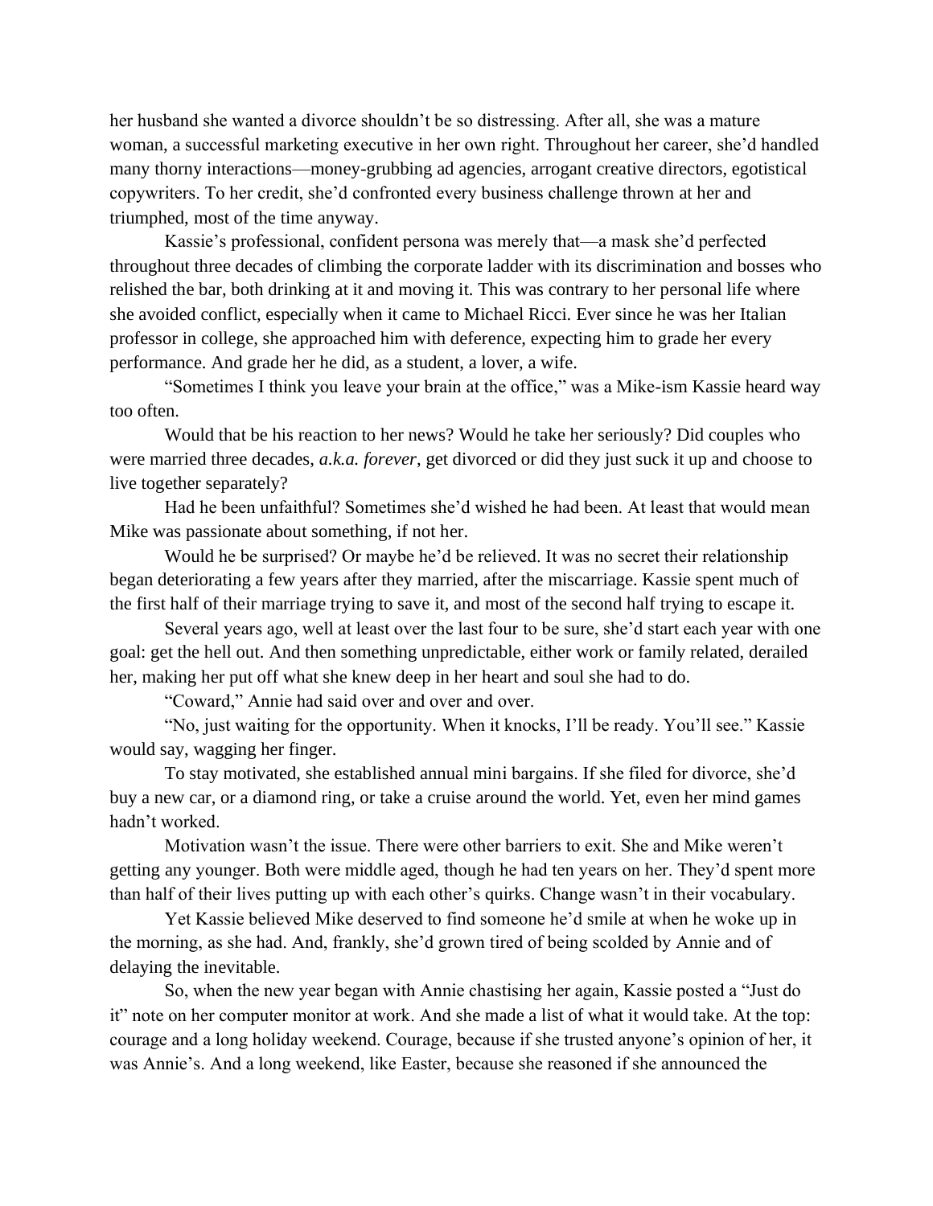her husband she wanted a divorce shouldn't be so distressing. After all, she was a mature woman, a successful marketing executive in her own right. Throughout her career, she'd handled many thorny interactions—money-grubbing ad agencies, arrogant creative directors, egotistical copywriters. To her credit, she'd confronted every business challenge thrown at her and triumphed, most of the time anyway.

Kassie's professional, confident persona was merely that—a mask she'd perfected throughout three decades of climbing the corporate ladder with its discrimination and bosses who relished the bar, both drinking at it and moving it. This was contrary to her personal life where she avoided conflict, especially when it came to Michael Ricci. Ever since he was her Italian professor in college, she approached him with deference, expecting him to grade her every performance. And grade her he did, as a student, a lover, a wife.

"Sometimes I think you leave your brain at the office," was a Mike-ism Kassie heard way too often.

Would that be his reaction to her news? Would he take her seriously? Did couples who were married three decades, *a.k.a. forever*, get divorced or did they just suck it up and choose to live together separately?

Had he been unfaithful? Sometimes she'd wished he had been. At least that would mean Mike was passionate about something, if not her.

Would he be surprised? Or maybe he'd be relieved. It was no secret their relationship began deteriorating a few years after they married, after the miscarriage. Kassie spent much of the first half of their marriage trying to save it, and most of the second half trying to escape it.

Several years ago, well at least over the last four to be sure, she'd start each year with one goal: get the hell out. And then something unpredictable, either work or family related, derailed her, making her put off what she knew deep in her heart and soul she had to do.

"Coward," Annie had said over and over and over.

"No, just waiting for the opportunity. When it knocks, I'll be ready. You'll see." Kassie would say, wagging her finger.

To stay motivated, she established annual mini bargains. If she filed for divorce, she'd buy a new car, or a diamond ring, or take a cruise around the world. Yet, even her mind games hadn't worked.

Motivation wasn't the issue. There were other barriers to exit. She and Mike weren't getting any younger. Both were middle aged, though he had ten years on her. They'd spent more than half of their lives putting up with each other's quirks. Change wasn't in their vocabulary.

Yet Kassie believed Mike deserved to find someone he'd smile at when he woke up in the morning, as she had. And, frankly, she'd grown tired of being scolded by Annie and of delaying the inevitable.

So, when the new year began with Annie chastising her again, Kassie posted a "Just do it" note on her computer monitor at work. And she made a list of what it would take. At the top: courage and a long holiday weekend. Courage, because if she trusted anyone's opinion of her, it was Annie's. And a long weekend, like Easter, because she reasoned if she announced the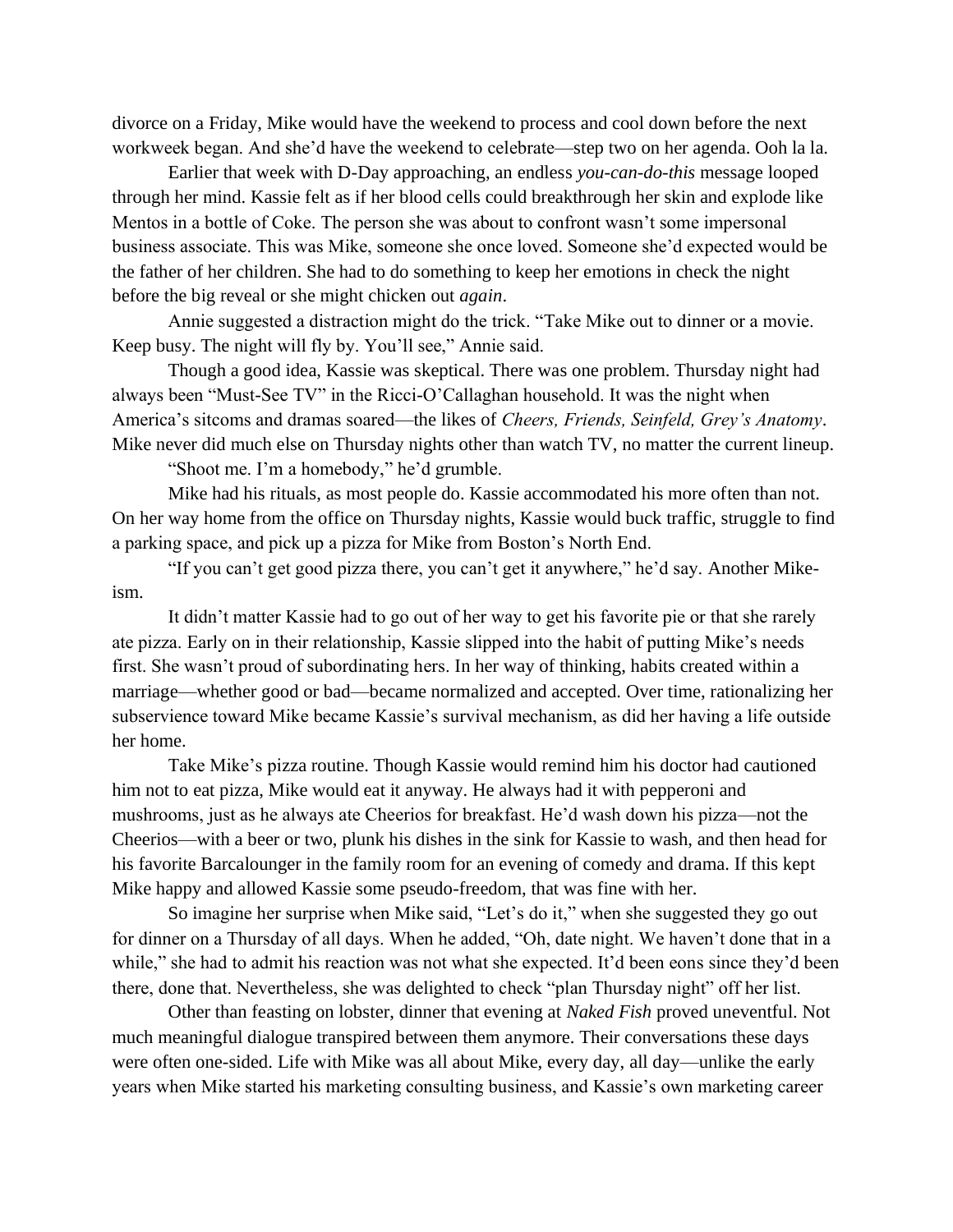divorce on a Friday, Mike would have the weekend to process and cool down before the next workweek began. And she'd have the weekend to celebrate—step two on her agenda. Ooh la la.

Earlier that week with D-Day approaching, an endless *you-can-do-this* message looped through her mind. Kassie felt as if her blood cells could breakthrough her skin and explode like Mentos in a bottle of Coke. The person she was about to confront wasn't some impersonal business associate. This was Mike, someone she once loved. Someone she'd expected would be the father of her children. She had to do something to keep her emotions in check the night before the big reveal or she might chicken out *again*.

Annie suggested a distraction might do the trick. "Take Mike out to dinner or a movie. Keep busy. The night will fly by. You'll see," Annie said.

Though a good idea, Kassie was skeptical. There was one problem. Thursday night had always been "Must-See TV" in the Ricci-O'Callaghan household. It was the night when America's sitcoms and dramas soared—the likes of *Cheers, Friends, Seinfeld, Grey's Anatomy*. Mike never did much else on Thursday nights other than watch TV, no matter the current lineup.

"Shoot me. I'm a homebody," he'd grumble.

Mike had his rituals, as most people do. Kassie accommodated his more often than not. On her way home from the office on Thursday nights, Kassie would buck traffic, struggle to find a parking space, and pick up a pizza for Mike from Boston's North End.

"If you can't get good pizza there, you can't get it anywhere," he'd say. Another Mike-ism.

It didn't matter Kassie had to go out of her way to get his favorite pie or that she rarely ate pizza. Early on in their relationship, Kassie slipped into the habit of putting Mike's needs first. She wasn't proud of subordinating hers. In her way of thinking, habits created within a marriage—whether good or bad—became normalized and accepted. Over time, rationalizing her subservience toward Mike became Kassie's survival mechanism, as did her having a life outside her home.

Take Mike's pizza routine. Though Kassie would remind him his doctor had cautioned him not to eat pizza, Mike would eat it anyway. He always had it with pepperoni and mushrooms, just as he always ate Cheerios for breakfast. He'd wash down his pizza—not the Cheerios—with a beer or two, plunk his dishes in the sink for Kassie to wash, and then head for his favorite Barcalounger in the family room for an evening of comedy and drama. If this kept Mike happy and allowed Kassie some pseudo-freedom, that was fine with her.

So imagine her surprise when Mike said, "Let's do it," when she suggested they go out for dinner on a Thursday of all days. When he added, "Oh, date night. We haven't done that in a while," she had to admit his reaction was not what she expected. It'd been eons since they'd been there, done that. Nevertheless, she was delighted to check "plan Thursday night" off her list.

Other than feasting on lobster, dinner that evening at *Naked Fish* proved uneventful. Not much meaningful dialogue transpired between them anymore. Their conversations these days were often one-sided. Life with Mike was all about Mike, every day, all day—unlike the early years when Mike started his marketing consulting business, and Kassie's own marketing career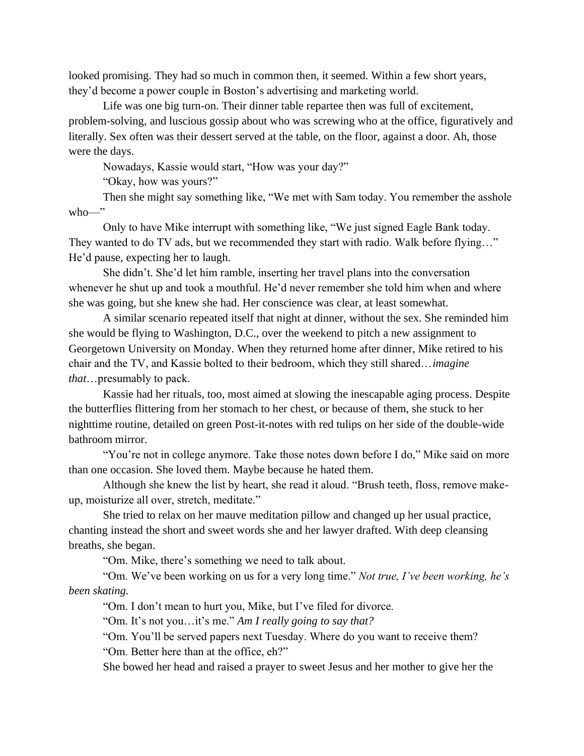looked promising. They had so much in common then, it seemed. Within a few short years, they'd become a power couple in Boston's advertising and marketing world.

Life was one big turn-on. Their dinner table repartee then was full of excitement, problem-solving, and luscious gossip about who was screwing who at the office, figuratively and literally. Sex often was their dessert served at the table, on the floor, against a door. Ah, those were the days.

Nowadays, Kassie would start, "How was your day?"

"Okay, how was yours?"

Then she might say something like, "We met with Sam today. You remember the asshole who—"

Only to have Mike interrupt with something like, "We just signed Eagle Bank today. They wanted to do TV ads, but we recommended they start with radio. Walk before flying…" He'd pause, expecting her to laugh.

She didn't. She'd let him ramble, inserting her travel plans into the conversation whenever he shut up and took a mouthful. He'd never remember she told him when and where she was going, but she knew she had. Her conscience was clear, at least somewhat.

A similar scenario repeated itself that night at dinner, without the sex. She reminded him she would be flying to Washington, D.C., over the weekend to pitch a new assignment to Georgetown University on Monday. When they returned home after dinner, Mike retired to his chair and the TV, and Kassie bolted to their bedroom, which they still shared…*imagine that*…presumably to pack.

Kassie had her rituals, too, most aimed at slowing the inescapable aging process. Despite the butterflies flittering from her stomach to her chest, or because of them, she stuck to her nighttime routine, detailed on green Post-it-notes with red tulips on her side of the double-wide bathroom mirror.

"You're not in college anymore. Take those notes down before I do," Mike said on more than one occasion. She loved them. Maybe because he hated them.

Although she knew the list by heart, she read it aloud. "Brush teeth, floss, remove make-up, moisturize all over, stretch, meditate."

She tried to relax on her mauve meditation pillow and changed up her usual practice, chanting instead the short and sweet words she and her lawyer drafted. With deep cleansing breaths, she began.

"Om. Mike, there's something we need to talk about.

"Om. We've been working on us for a very long time." *Not true, I've been working, he's been skating.*

"Om. I don't mean to hurt you, Mike, but I've filed for divorce.

"Om. It's not you…it's me." *Am I really going to say that?*

"Om. You'll be served papers next Tuesday. Where do you want to receive them?

"Om. Better here than at the office, eh?"

She bowed her head and raised a prayer to sweet Jesus and her mother to give her the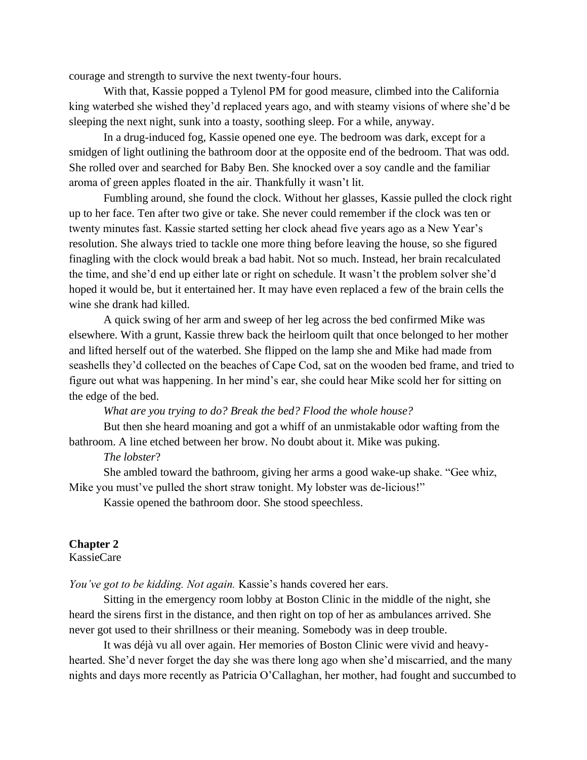courage and strength to survive the next twenty-four hours.

With that, Kassie popped a Tylenol PM for good measure, climbed into the California king waterbed she wished they'd replaced years ago, and with steamy visions of where she'd be sleeping the next night, sunk into a toasty, soothing sleep. For a while, anyway.

In a drug-induced fog, Kassie opened one eye. The bedroom was dark, except for a smidgen of light outlining the bathroom door at the opposite end of the bedroom. That was odd. She rolled over and searched for Baby Ben. She knocked over a soy candle and the familiar aroma of green apples floated in the air. Thankfully it wasn't lit.

Fumbling around, she found the clock. Without her glasses, Kassie pulled the clock right up to her face. Ten after two give or take. She never could remember if the clock was ten or twenty minutes fast. Kassie started setting her clock ahead five years ago as a New Year's resolution. She always tried to tackle one more thing before leaving the house, so she figured finagling with the clock would break a bad habit. Not so much. Instead, her brain recalculated the time, and she'd end up either late or right on schedule. It wasn't the problem solver she'd hoped it would be, but it entertained her. It may have even replaced a few of the brain cells the wine she drank had killed.

A quick swing of her arm and sweep of her leg across the bed confirmed Mike was elsewhere. With a grunt, Kassie threw back the heirloom quilt that once belonged to her mother and lifted herself out of the waterbed. She flipped on the lamp she and Mike had made from seashells they'd collected on the beaches of Cape Cod, sat on the wooden bed frame, and tried to figure out what was happening. In her mind's ear, she could hear Mike scold her for sitting on the edge of the bed.

*What are you trying to do? Break the bed? Flood the whole house?*

But then she heard moaning and got a whiff of an unmistakable odor wafting from the bathroom. A line etched between her brow. No doubt about it. Mike was puking.

*The lobster*?

She ambled toward the bathroom, giving her arms a good wake-up shake. "Gee whiz, Mike you must've pulled the short straw tonight. My lobster was de-licious!"

Kassie opened the bathroom door. She stood speechless.

## Chapter 2

KassieCare

*You've got to be kidding. Not again.* Kassie's hands covered her ears.

Sitting in the emergency room lobby at Boston Clinic in the middle of the night, she heard the sirens first in the distance, and then right on top of her as ambulances arrived. She never got used to their shrillness or their meaning. Somebody was in deep trouble.

It was déjà vu all over again. Her memories of Boston Clinic were vivid and heavy-hearted. She'd never forget the day she was there long ago when she'd miscarried, and the many nights and days more recently as Patricia O'Callaghan, her mother, had fought and succumbed to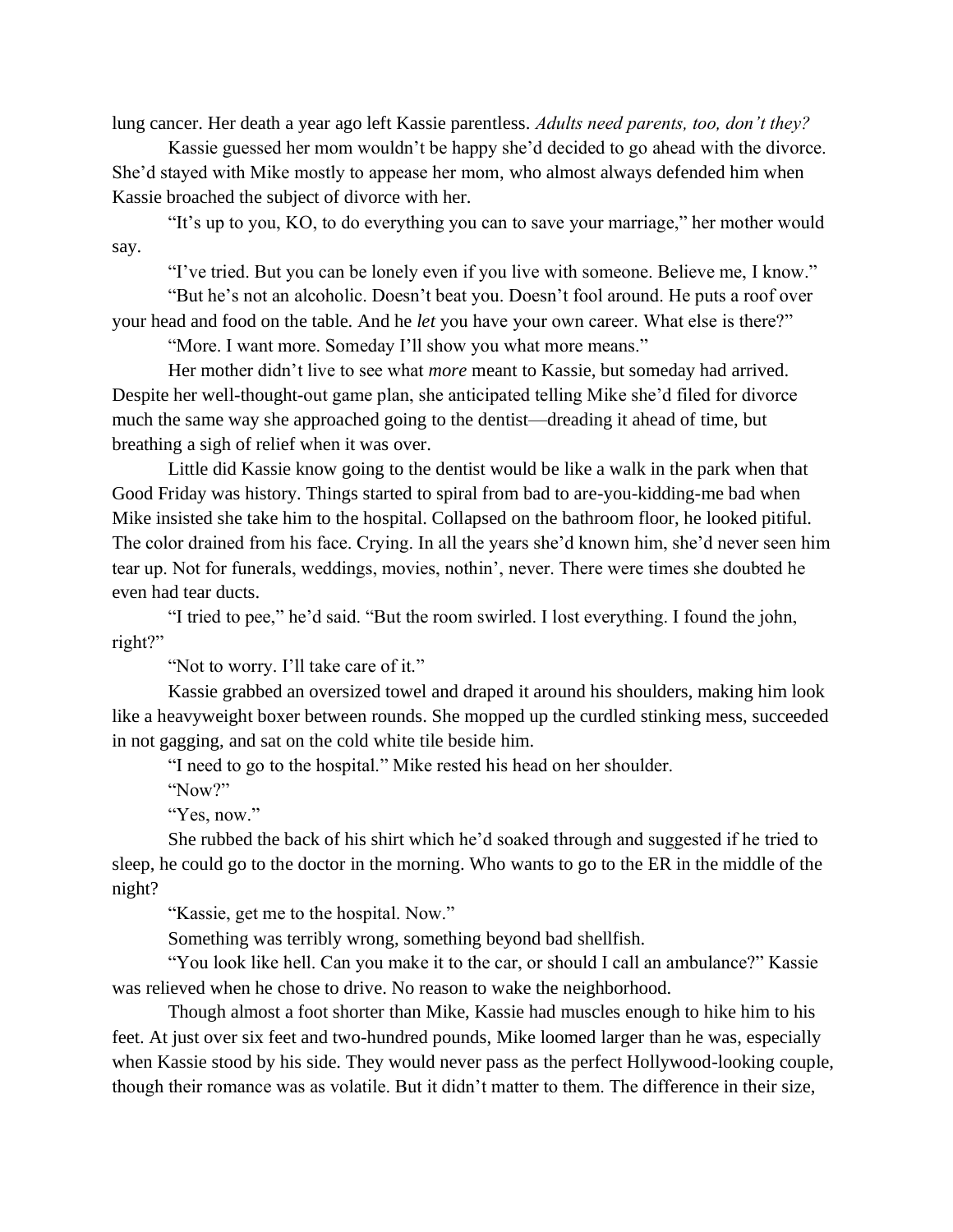lung cancer. Her death a year ago left Kassie parentless. *Adults need parents, too, don't they?*

Kassie guessed her mom wouldn't be happy she'd decided to go ahead with the divorce. She'd stayed with Mike mostly to appease her mom, who almost always defended him when Kassie broached the subject of divorce with her.

"It's up to you, KO, to do everything you can to save your marriage," her mother would say.

"I've tried. But you can be lonely even if you live with someone. Believe me, I know."

"But he's not an alcoholic. Doesn't beat you. Doesn't fool around. He puts a roof over your head and food on the table. And he *let* you have your own career. What else is there?"

"More. I want more. Someday I'll show you what more means."

Her mother didn't live to see what *more* meant to Kassie, but someday had arrived. Despite her well-thought-out game plan, she anticipated telling Mike she'd filed for divorce much the same way she approached going to the dentist—dreading it ahead of time, but breathing a sigh of relief when it was over.

Little did Kassie know going to the dentist would be like a walk in the park when that Good Friday was history. Things started to spiral from bad to are-you-kidding-me bad when Mike insisted she take him to the hospital. Collapsed on the bathroom floor, he looked pitiful. The color drained from his face. Crying. In all the years she'd known him, she'd never seen him tear up. Not for funerals, weddings, movies, nothin', never. There were times she doubted he even had tear ducts.

"I tried to pee," he'd said. "But the room swirled. I lost everything. I found the john, right?"

"Not to worry. I'll take care of it."

Kassie grabbed an oversized towel and draped it around his shoulders, making him look like a heavyweight boxer between rounds. She mopped up the curdled stinking mess, succeeded in not gagging, and sat on the cold white tile beside him.

"I need to go to the hospital." Mike rested his head on her shoulder.

"Now?"

"Yes, now."

She rubbed the back of his shirt which he'd soaked through and suggested if he tried to sleep, he could go to the doctor in the morning. Who wants to go to the ER in the middle of the night?

"Kassie, get me to the hospital. Now."

Something was terribly wrong, something beyond bad shellfish.

"You look like hell. Can you make it to the car, or should I call an ambulance?" Kassie was relieved when he chose to drive. No reason to wake the neighborhood.

Though almost a foot shorter than Mike, Kassie had muscles enough to hike him to his feet. At just over six feet and two-hundred pounds, Mike loomed larger than he was, especially when Kassie stood by his side. They would never pass as the perfect Hollywood-looking couple, though their romance was as volatile. But it didn't matter to them. The difference in their size,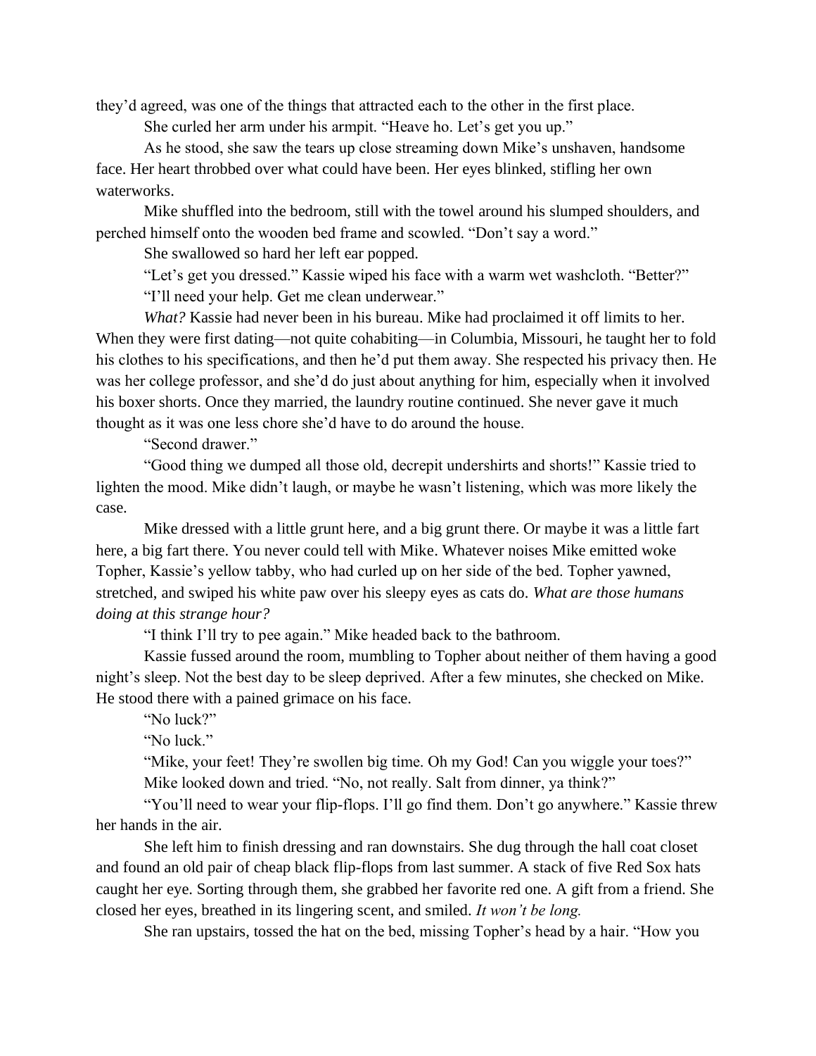they'd agreed, was one of the things that attracted each to the other in the first place.

She curled her arm under his armpit. "Heave ho. Let's get you up."

As he stood, she saw the tears up close streaming down Mike's unshaven, handsome face. Her heart throbbed over what could have been. Her eyes blinked, stifling her own waterworks.

Mike shuffled into the bedroom, still with the towel around his slumped shoulders, and perched himself onto the wooden bed frame and scowled. "Don't say a word."

She swallowed so hard her left ear popped.

"Let's get you dressed." Kassie wiped his face with a warm wet washcloth. "Better?"

"I'll need your help. Get me clean underwear."

*What?* Kassie had never been in his bureau. Mike had proclaimed it off limits to her. When they were first dating—not quite cohabiting—in Columbia, Missouri, he taught her to fold his clothes to his specifications, and then he'd put them away. She respected his privacy then. He was her college professor, and she'd do just about anything for him, especially when it involved his boxer shorts. Once they married, the laundry routine continued. She never gave it much thought as it was one less chore she'd have to do around the house.

"Second drawer."

"Good thing we dumped all those old, decrepit undershirts and shorts!" Kassie tried to lighten the mood. Mike didn't laugh, or maybe he wasn't listening, which was more likely the case.

Mike dressed with a little grunt here, and a big grunt there. Or maybe it was a little fart here, a big fart there. You never could tell with Mike. Whatever noises Mike emitted woke Topher, Kassie's yellow tabby, who had curled up on her side of the bed. Topher yawned, stretched, and swiped his white paw over his sleepy eyes as cats do. *What are those humans doing at this strange hour?*

"I think I'll try to pee again." Mike headed back to the bathroom.

Kassie fussed around the room, mumbling to Topher about neither of them having a good night's sleep. Not the best day to be sleep deprived. After a few minutes, she checked on Mike. He stood there with a pained grimace on his face.

"No luck?"

"No luck."

"Mike, your feet! They're swollen big time. Oh my God! Can you wiggle your toes?"

Mike looked down and tried. "No, not really. Salt from dinner, ya think?"

"You'll need to wear your flip-flops. I'll go find them. Don't go anywhere." Kassie threw her hands in the air.

She left him to finish dressing and ran downstairs. She dug through the hall coat closet and found an old pair of cheap black flip-flops from last summer. A stack of five Red Sox hats caught her eye. Sorting through them, she grabbed her favorite red one. A gift from a friend. She closed her eyes, breathed in its lingering scent, and smiled. *It won't be long.*

She ran upstairs, tossed the hat on the bed, missing Topher's head by a hair. "How you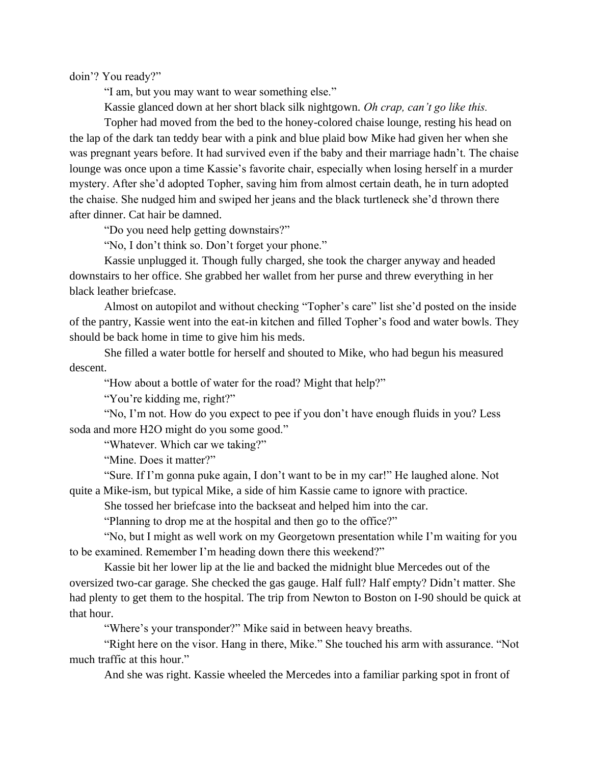doin'? You ready?"

"I am, but you may want to wear something else."

Kassie glanced down at her short black silk nightgown. *Oh crap, can't go like this.*

Topher had moved from the bed to the honey-colored chaise lounge, resting his head on the lap of the dark tan teddy bear with a pink and blue plaid bow Mike had given her when she was pregnant years before. It had survived even if the baby and their marriage hadn't. The chaise lounge was once upon a time Kassie's favorite chair, especially when losing herself in a murder mystery. After she'd adopted Topher, saving him from almost certain death, he in turn adopted the chaise. She nudged him and swiped her jeans and the black turtleneck she'd thrown there after dinner. Cat hair be damned.

"Do you need help getting downstairs?"

"No, I don't think so. Don't forget your phone."

Kassie unplugged it. Though fully charged, she took the charger anyway and headed downstairs to her office. She grabbed her wallet from her purse and threw everything in her black leather briefcase.

Almost on autopilot and without checking "Topher's care" list she'd posted on the inside of the pantry, Kassie went into the eat-in kitchen and filled Topher's food and water bowls. They should be back home in time to give him his meds.

She filled a water bottle for herself and shouted to Mike, who had begun his measured descent.

"How about a bottle of water for the road? Might that help?"

"You're kidding me, right?"

"No, I'm not. How do you expect to pee if you don't have enough fluids in you? Less soda and more H2O might do you some good."

"Whatever. Which car we taking?"

"Mine. Does it matter?"

"Sure. If I'm gonna puke again, I don't want to be in my car!" He laughed alone. Not quite a Mike-ism, but typical Mike, a side of him Kassie came to ignore with practice.

She tossed her briefcase into the backseat and helped him into the car.

"Planning to drop me at the hospital and then go to the office?"

"No, but I might as well work on my Georgetown presentation while I'm waiting for you to be examined. Remember I'm heading down there this weekend?"

Kassie bit her lower lip at the lie and backed the midnight blue Mercedes out of the oversized two-car garage. She checked the gas gauge. Half full? Half empty? Didn't matter. She had plenty to get them to the hospital. The trip from Newton to Boston on I-90 should be quick at that hour.

"Where's your transponder?" Mike said in between heavy breaths.

"Right here on the visor. Hang in there, Mike." She touched his arm with assurance. "Not much traffic at this hour."

And she was right. Kassie wheeled the Mercedes into a familiar parking spot in front of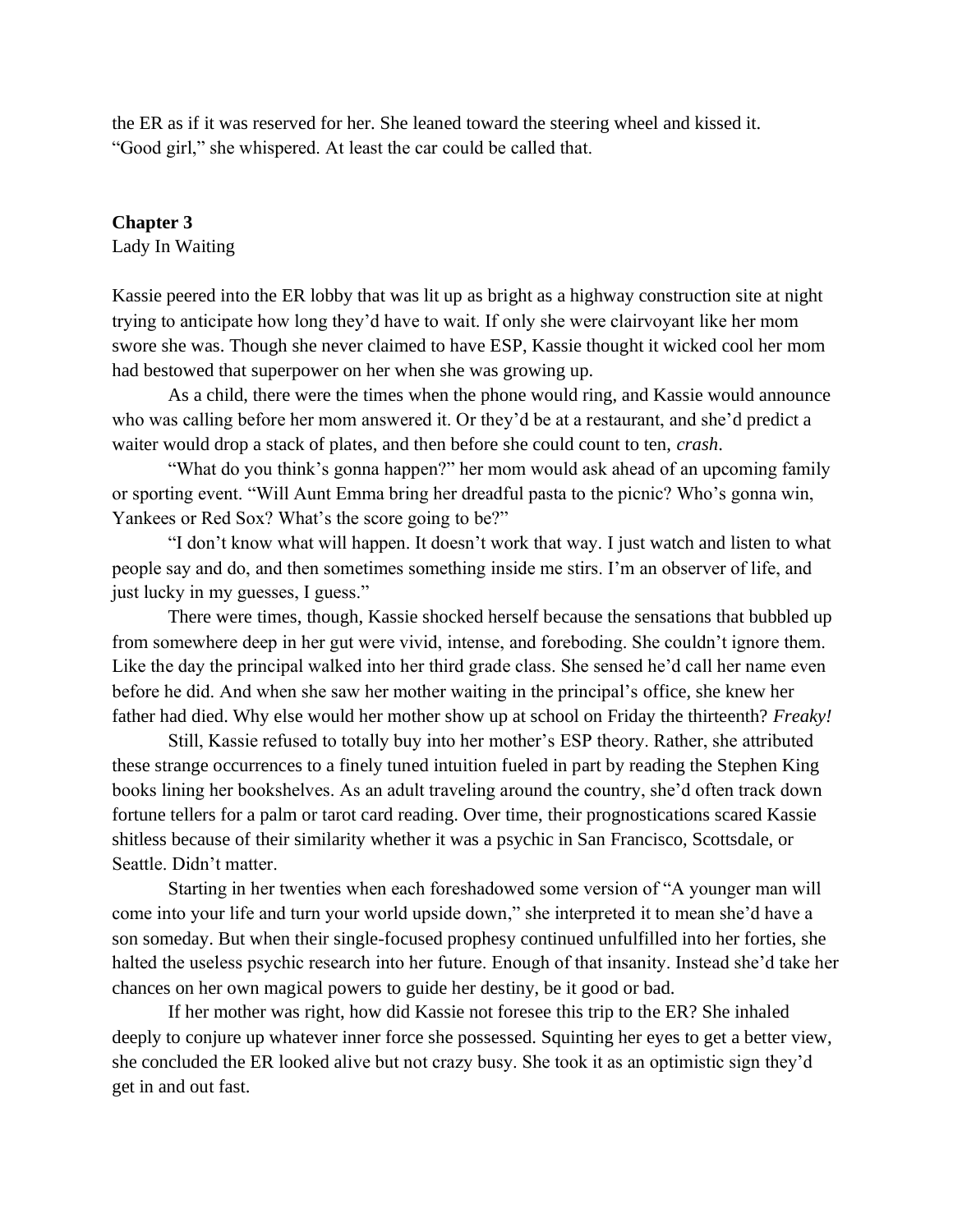the ER as if it was reserved for her. She leaned toward the steering wheel and kissed it. "Good girl," she whispered. At least the car could be called that.

**Chapter 3**

Lady In Waiting

Kassie peered into the ER lobby that was lit up as bright as a highway construction site at night trying to anticipate how long they'd have to wait. If only she were clairvoyant like her mom swore she was. Though she never claimed to have ESP, Kassie thought it wicked cool her mom had bestowed that superpower on her when she was growing up.

As a child, there were the times when the phone would ring, and Kassie would announce who was calling before her mom answered it. Or they'd be at a restaurant, and she'd predict a waiter would drop a stack of plates, and then before she could count to ten, *crash*.

"What do you think's gonna happen?" her mom would ask ahead of an upcoming family or sporting event. "Will Aunt Emma bring her dreadful pasta to the picnic? Who's gonna win, Yankees or Red Sox? What's the score going to be?"

"I don't know what will happen. It doesn't work that way. I just watch and listen to what people say and do, and then sometimes something inside me stirs. I'm an observer of life, and just lucky in my guesses, I guess."

There were times, though, Kassie shocked herself because the sensations that bubbled up from somewhere deep in her gut were vivid, intense, and foreboding. She couldn't ignore them. Like the day the principal walked into her third grade class. She sensed he'd call her name even before he did. And when she saw her mother waiting in the principal's office, she knew her father had died. Why else would her mother show up at school on Friday the thirteenth? *Freaky!*

Still, Kassie refused to totally buy into her mother's ESP theory. Rather, she attributed these strange occurrences to a finely tuned intuition fueled in part by reading the Stephen King books lining her bookshelves. As an adult traveling around the country, she'd often track down fortune tellers for a palm or tarot card reading. Over time, their prognostications scared Kassie shitless because of their similarity whether it was a psychic in San Francisco, Scottsdale, or Seattle. Didn't matter.

Starting in her twenties when each foreshadowed some version of "A younger man will come into your life and turn your world upside down," she interpreted it to mean she'd have a son someday. But when their single-focused prophesy continued unfulfilled into her forties, she halted the useless psychic research into her future. Enough of that insanity. Instead she'd take her chances on her own magical powers to guide her destiny, be it good or bad.

If her mother was right, how did Kassie not foresee this trip to the ER? She inhaled deeply to conjure up whatever inner force she possessed. Squinting her eyes to get a better view, she concluded the ER looked alive but not crazy busy. She took it as an optimistic sign they'd get in and out fast.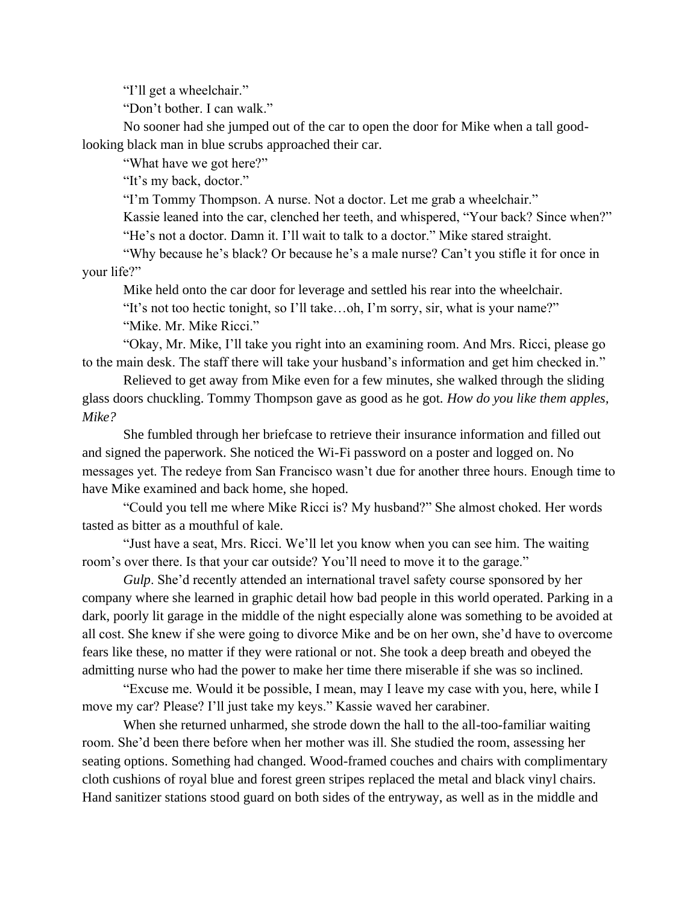"I'll get a wheelchair."

"Don't bother. I can walk."

No sooner had she jumped out of the car to open the door for Mike when a tall good-looking black man in blue scrubs approached their car.

"What have we got here?"

"It's my back, doctor."

"I'm Tommy Thompson. A nurse. Not a doctor. Let me grab a wheelchair."

Kassie leaned into the car, clenched her teeth, and whispered, "Your back? Since when?"

"He's not a doctor. Damn it. I'll wait to talk to a doctor." Mike stared straight.

"Why because he's black? Or because he's a male nurse? Can't you stifle it for once in your life?"

Mike held onto the car door for leverage and settled his rear into the wheelchair.

"It's not too hectic tonight, so I'll take…oh, I'm sorry, sir, what is your name?"

"Mike. Mr. Mike Ricci."

"Okay, Mr. Mike, I'll take you right into an examining room. And Mrs. Ricci, please go to the main desk. The staff there will take your husband's information and get him checked in."

Relieved to get away from Mike even for a few minutes, she walked through the sliding glass doors chuckling. Tommy Thompson gave as good as he got. *How do you like them apples, Mike?*

She fumbled through her briefcase to retrieve their insurance information and filled out and signed the paperwork. She noticed the Wi-Fi password on a poster and logged on. No messages yet. The redeye from San Francisco wasn't due for another three hours. Enough time to have Mike examined and back home, she hoped.

"Could you tell me where Mike Ricci is? My husband?" She almost choked. Her words tasted as bitter as a mouthful of kale.

"Just have a seat, Mrs. Ricci. We'll let you know when you can see him. The waiting room's over there. Is that your car outside? You'll need to move it to the garage."

*Gulp*. She'd recently attended an international travel safety course sponsored by her company where she learned in graphic detail how bad people in this world operated. Parking in a dark, poorly lit garage in the middle of the night especially alone was something to be avoided at all cost. She knew if she were going to divorce Mike and be on her own, she'd have to overcome fears like these, no matter if they were rational or not. She took a deep breath and obeyed the admitting nurse who had the power to make her time there miserable if she was so inclined.

"Excuse me. Would it be possible, I mean, may I leave my case with you, here, while I move my car? Please? I'll just take my keys." Kassie waved her carabiner.

When she returned unharmed, she strode down the hall to the all-too-familiar waiting room. She'd been there before when her mother was ill. She studied the room, assessing her seating options. Something had changed. Wood-framed couches and chairs with complimentary cloth cushions of royal blue and forest green stripes replaced the metal and black vinyl chairs. Hand sanitizer stations stood guard on both sides of the entryway, as well as in the middle and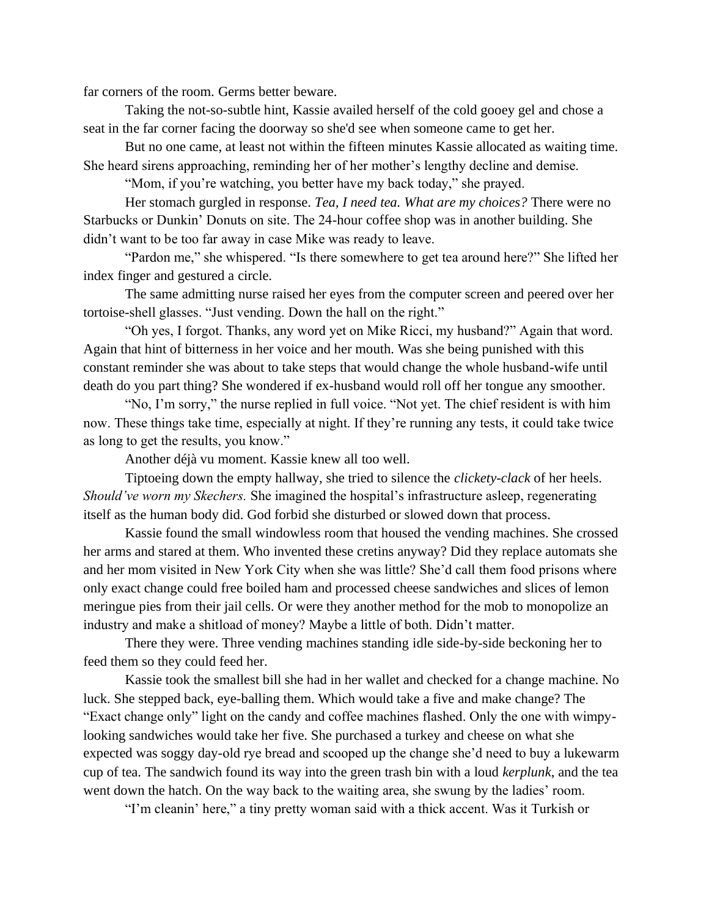far corners of the room. Germs better beware.

Taking the not-so-subtle hint, Kassie availed herself of the cold gooey gel and chose a seat in the far corner facing the doorway so she'd see when someone came to get her.

But no one came, at least not within the fifteen minutes Kassie allocated as waiting time. She heard sirens approaching, reminding her of her mother's lengthy decline and demise.

"Mom, if you're watching, you better have my back today," she prayed.

Her stomach gurgled in response. *Tea, I need tea. What are my choices?* There were no Starbucks or Dunkin' Donuts on site. The 24-hour coffee shop was in another building. She didn't want to be too far away in case Mike was ready to leave.

"Pardon me," she whispered. "Is there somewhere to get tea around here?" She lifted her index finger and gestured a circle.

The same admitting nurse raised her eyes from the computer screen and peered over her tortoise-shell glasses. "Just vending. Down the hall on the right."

"Oh yes, I forgot. Thanks, any word yet on Mike Ricci, my husband?" Again that word. Again that hint of bitterness in her voice and her mouth. Was she being punished with this constant reminder she was about to take steps that would change the whole husband-wife until death do you part thing? She wondered if ex-husband would roll off her tongue any smoother.

"No, I'm sorry," the nurse replied in full voice. "Not yet. The chief resident is with him now. These things take time, especially at night. If they're running any tests, it could take twice as long to get the results, you know."

Another déjà vu moment. Kassie knew all too well.

Tiptoeing down the empty hallway, she tried to silence the *clickety-clack* of her heels. *Should've worn my Skechers.* She imagined the hospital's infrastructure asleep, regenerating itself as the human body did. God forbid she disturbed or slowed down that process.

Kassie found the small windowless room that housed the vending machines. She crossed her arms and stared at them. Who invented these cretins anyway? Did they replace automats she and her mom visited in New York City when she was little? She'd call them food prisons where only exact change could free boiled ham and processed cheese sandwiches and slices of lemon meringue pies from their jail cells. Or were they another method for the mob to monopolize an industry and make a shitload of money? Maybe a little of both. Didn't matter.

There they were. Three vending machines standing idle side-by-side beckoning her to feed them so they could feed her.

Kassie took the smallest bill she had in her wallet and checked for a change machine. No luck. She stepped back, eye-balling them. Which would take a five and make change? The "Exact change only" light on the candy and coffee machines flashed. Only the one with wimpy-looking sandwiches would take her five. She purchased a turkey and cheese on what she expected was soggy day-old rye bread and scooped up the change she'd need to buy a lukewarm cup of tea. The sandwich found its way into the green trash bin with a loud *kerplunk*, and the tea went down the hatch. On the way back to the waiting area, she swung by the ladies' room.

"I'm cleanin' here," a tiny pretty woman said with a thick accent. Was it Turkish or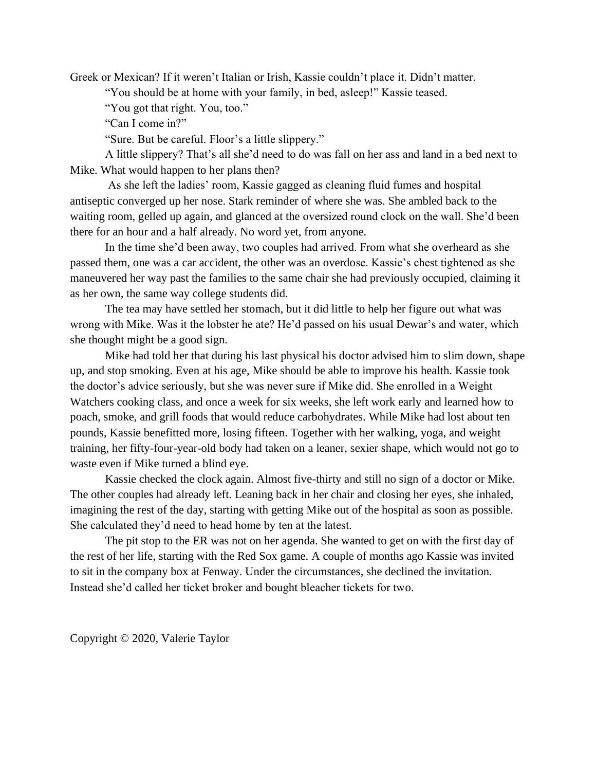Greek or Mexican? If it weren't Italian or Irish, Kassie couldn't place it. Didn't matter.

"You should be at home with your family, in bed, asleep!" Kassie teased.

"You got that right. You, too."

"Can I come in?"

"Sure. But be careful. Floor's a little slippery."

A little slippery? That's all she'd need to do was fall on her ass and land in a bed next to Mike. What would happen to her plans then?

As she left the ladies' room, Kassie gagged as cleaning fluid fumes and hospital antiseptic converged up her nose. Stark reminder of where she was. She ambled back to the waiting room, gelled up again, and glanced at the oversized round clock on the wall. She'd been there for an hour and a half already. No word yet, from anyone.

In the time she'd been away, two couples had arrived. From what she overheard as she passed them, one was a car accident, the other was an overdose. Kassie's chest tightened as she maneuvered her way past the families to the same chair she had previously occupied, claiming it as her own, the same way college students did.

The tea may have settled her stomach, but it did little to help her figure out what was wrong with Mike. Was it the lobster he ate? He'd passed on his usual Dewar's and water, which she thought might be a good sign.

Mike had told her that during his last physical his doctor advised him to slim down, shape up, and stop smoking. Even at his age, Mike should be able to improve his health. Kassie took the doctor's advice seriously, but she was never sure if Mike did. She enrolled in a Weight Watchers cooking class, and once a week for six weeks, she left work early and learned how to poach, smoke, and grill foods that would reduce carbohydrates. While Mike had lost about ten pounds, Kassie benefitted more, losing fifteen. Together with her walking, yoga, and weight training, her fifty-four-year-old body had taken on a leaner, sexier shape, which would not go to waste even if Mike turned a blind eye.

Kassie checked the clock again. Almost five-thirty and still no sign of a doctor or Mike. The other couples had already left. Leaning back in her chair and closing her eyes, she inhaled, imagining the rest of the day, starting with getting Mike out of the hospital as soon as possible. She calculated they'd need to head home by ten at the latest.

The pit stop to the ER was not on her agenda. She wanted to get on with the first day of the rest of her life, starting with the Red Sox game. A couple of months ago Kassie was invited to sit in the company box at Fenway. Under the circumstances, she declined the invitation. Instead she'd called her ticket broker and bought bleacher tickets for two.

Copyright © 2020, Valerie Taylor